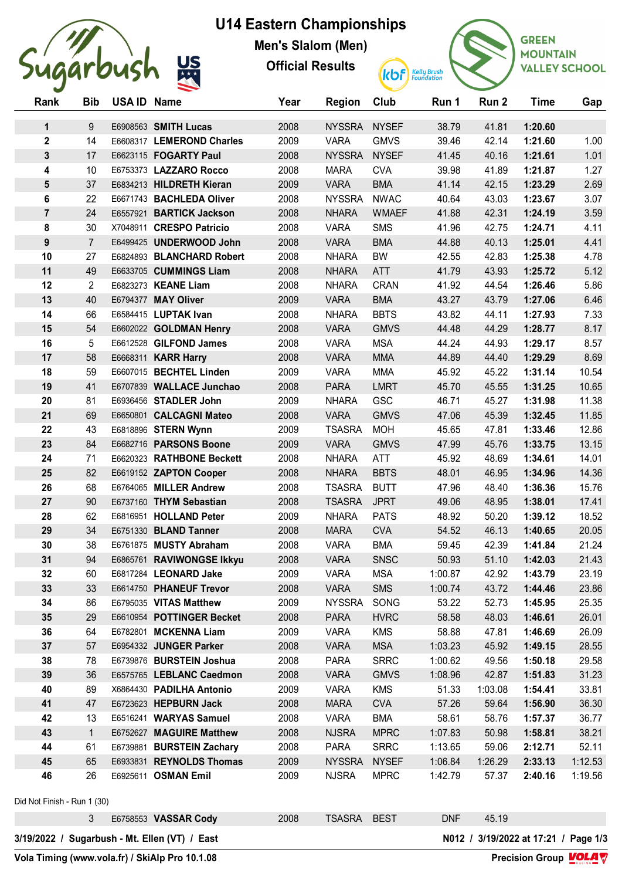# U14 Eastern Championships

## Men's Slalom (Men)

### Official Results

| Rank | Bib | USA ID | Name | Year | Region | Club | Run 1 | Run 2 | Time | Gap |
|---|---|---|---|---|---|---|---|---|---|---|
| 1 | 9 | E6908563 | **SMITH Lucas** | 2008 | NYSSRA | NYSEF | 38.79 | 41.81 | **1:20.60** | |
| 2 | 14 | E6608317 | **LEMEROND Charles** | 2009 | VARA | GMVS | 39.46 | 42.14 | **1:21.60** | 1.00 |
| 3 | 17 | E6623115 | **FOGARTY Paul** | 2008 | NYSSRA | NYSEF | 41.45 | 40.16 | **1:21.61** | 1.01 |
| 4 | 10 | E6753373 | **LAZZARO Rocco** | 2008 | MARA | CVA | 39.98 | 41.89 | **1:21.87** | 1.27 |
| 5 | 37 | E6834213 | **HILDRETH Kieran** | 2009 | VARA | BMA | 41.14 | 42.15 | **1:23.29** | 2.69 |
| 6 | 22 | E6671743 | **BACHLEDA Oliver** | 2008 | NYSSRA | NWAC | 40.64 | 43.03 | **1:23.67** | 3.07 |
| 7 | 24 | E6557921 | **BARTICK Jackson** | 2008 | NHARA | WMAEF | 41.88 | 42.31 | **1:24.19** | 3.59 |
| 8 | 30 | X7048911 | **CRESPO Patricio** | 2008 | VARA | SMS | 41.96 | 42.75 | **1:24.71** | 4.11 |
| 9 | 7 | E6499425 | **UNDERWOOD John** | 2008 | VARA | BMA | 44.88 | 40.13 | **1:25.01** | 4.41 |
| 10 | 27 | E6824893 | **BLANCHARD Robert** | 2008 | NHARA | BW | 42.55 | 42.83 | **1:25.38** | 4.78 |
| 11 | 49 | E6633705 | **CUMMINGS Liam** | 2008 | NHARA | ATT | 41.79 | 43.93 | **1:25.72** | 5.12 |
| 12 | 2 | E6823273 | **KEANE Liam** | 2008 | NHARA | CRAN | 41.92 | 44.54 | **1:26.46** | 5.86 |
| 13 | 40 | E6794377 | **MAY Oliver** | 2009 | VARA | BMA | 43.27 | 43.79 | **1:27.06** | 6.46 |
| 14 | 66 | E6584415 | **LUPTAK Ivan** | 2008 | NHARA | BBTS | 43.82 | 44.11 | **1:27.93** | 7.33 |
| 15 | 54 | E6602022 | **GOLDMAN Henry** | 2008 | VARA | GMVS | 44.48 | 44.29 | **1:28.77** | 8.17 |
| 16 | 5 | E6612528 | **GILFOND James** | 2008 | VARA | MSA | 44.24 | 44.93 | **1:29.17** | 8.57 |
| 17 | 58 | E6668311 | **KARR Harry** | 2008 | VARA | MMA | 44.89 | 44.40 | **1:29.29** | 8.69 |
| 18 | 59 | E6607015 | **BECHTEL Linden** | 2009 | VARA | MMA | 45.92 | 45.22 | **1:31.14** | 10.54 |
| 19 | 41 | E6707839 | **WALLACE Junchao** | 2008 | PARA | LMRT | 45.70 | 45.55 | **1:31.25** | 10.65 |
| 20 | 81 | E6936456 | **STADLER John** | 2009 | NHARA | GSC | 46.71 | 45.27 | **1:31.98** | 11.38 |
| 21 | 69 | E6650801 | **CALCAGNI Mateo** | 2008 | VARA | GMVS | 47.06 | 45.39 | **1:32.45** | 11.85 |
| 22 | 43 | E6818896 | **STERN Wynn** | 2008 | TSASRA | MOH | 45.65 | 47.81 | **1:33.46** | 12.86 |
| 23 | 84 | E6682716 | **PARSONS Boone** | 2009 | VARA | GMVS | 47.99 | 45.76 | **1:33.75** | 13.15 |
| 24 | 71 | E6620323 | **RATHBONE Beckett** | 2008 | NHARA | ATT | 45.92 | 48.69 | **1:34.61** | 14.01 |
| 25 | 82 | E6619152 | **ZAPTON Cooper** | 2008 | NHARA | BBTS | 48.01 | 46.95 | **1:34.96** | 14.36 |
| 26 | 68 | E6764065 | **MILLER Andrew** | 2008 | TSASRA | BUTT | 47.96 | 48.40 | **1:36.36** | 15.76 |
| 27 | 90 | E6737160 | **THYM Sebastian** | 2008 | TSASRA | JPRT | 49.06 | 48.95 | **1:38.01** | 17.41 |
| 28 | 62 | E6816951 | **HOLLAND Peter** | 2009 | NHARA | PATS | 48.92 | 50.20 | **1:39.12** | 18.52 |
| 29 | 34 | E6751330 | **BLAND Tanner** | 2008 | MARA | CVA | 54.52 | 46.13 | **1:40.65** | 20.05 |
| 30 | 38 | E6761875 | **MUSTY Abraham** | 2008 | VARA | BMA | 59.45 | 42.39 | **1:41.84** | 21.24 |
| 31 | 94 | E6865761 | **RAVIWONGSE Ikkyu** | 2008 | VARA | SNSC | 50.93 | 51.10 | **1:42.03** | 21.43 |
| 32 | 60 | E6817284 | **LEONARD Jake** | 2009 | VARA | MSA | 1:00.87 | 42.92 | **1:43.79** | 23.19 |
| 33 | 33 | E6614750 | **PHANEUF Trevor** | 2008 | VARA | SMS | 1:00.74 | 43.72 | **1:44.46** | 23.86 |
| 34 | 86 | E6795035 | **VITAS Matthew** | 2009 | NYSSRA | SONG | 53.22 | 52.73 | **1:45.95** | 25.35 |
| 35 | 29 | E6610954 | **POTTINGER Becket** | 2008 | PARA | HVRC | 58.58 | 48.03 | **1:46.61** | 26.01 |
| 36 | 64 | E6782801 | **MCKENNA Liam** | 2009 | VARA | KMS | 58.88 | 47.81 | **1:46.69** | 26.09 |
| 37 | 57 | E6954332 | **JUNGER Parker** | 2008 | VARA | MSA | 1:03.23 | 45.92 | **1:49.15** | 28.55 |
| 38 | 78 | E6739876 | **BURSTEIN Joshua** | 2008 | PARA | SRRC | 1:00.62 | 49.56 | **1:50.18** | 29.58 |
| 39 | 36 | E6575765 | **LEBLANC Caedmon** | 2008 | VARA | GMVS | 1:08.96 | 42.87 | **1:51.83** | 31.23 |
| 40 | 89 | X6864430 | **PADILHA Antonio** | 2009 | VARA | KMS | 51.33 | 1:03.08 | **1:54.41** | 33.81 |
| 41 | 47 | E6723623 | **HEPBURN Jack** | 2008 | MARA | CVA | 57.26 | 59.64 | **1:56.90** | 36.30 |
| 42 | 13 | E6516241 | **WARYAS Samuel** | 2008 | VARA | BMA | 58.61 | 58.76 | **1:57.37** | 36.77 |
| 43 | 1 | E6752627 | **MAGUIRE Matthew** | 2008 | NJSRA | MPRC | 1:07.83 | 50.98 | **1:58.81** | 38.21 |
| 44 | 61 | E6739881 | **BURSTEIN Zachary** | 2008 | PARA | SRRC | 1:13.65 | 59.06 | **2:12.71** | 52.11 |
| 45 | 65 | E6933831 | **REYNOLDS Thomas** | 2009 | NYSSRA | NYSEF | 1:06.84 | 1:26.29 | **2:33.13** | 1:12.53 |
| 46 | 26 | E6925611 | **OSMAN Emil** | 2009 | NJSRA | MPRC | 1:42.79 | 57.37 | **2:40.16** | 1:19.56 |

Did Not Finish - Run 1 (30)

| Rank | Bib | USA ID | Name | Year | Region | Club | Run 1 | Run 2 | Time | Gap |
|---|---|---|---|---|---|---|---|---|---|---|
| | 3 | E6758553 | **VASSAR Cody** | 2008 | TSASRA | BEST | DNF | 45.19 | | |

3/19/2022 / Sugarbush - Mt. Ellen (VT) / East — N012 / 3/19/2022 at 17:21

Vola Timing (www.vola.fr) / SkiAlp Pro 10.1.08 — Precision Group VOLA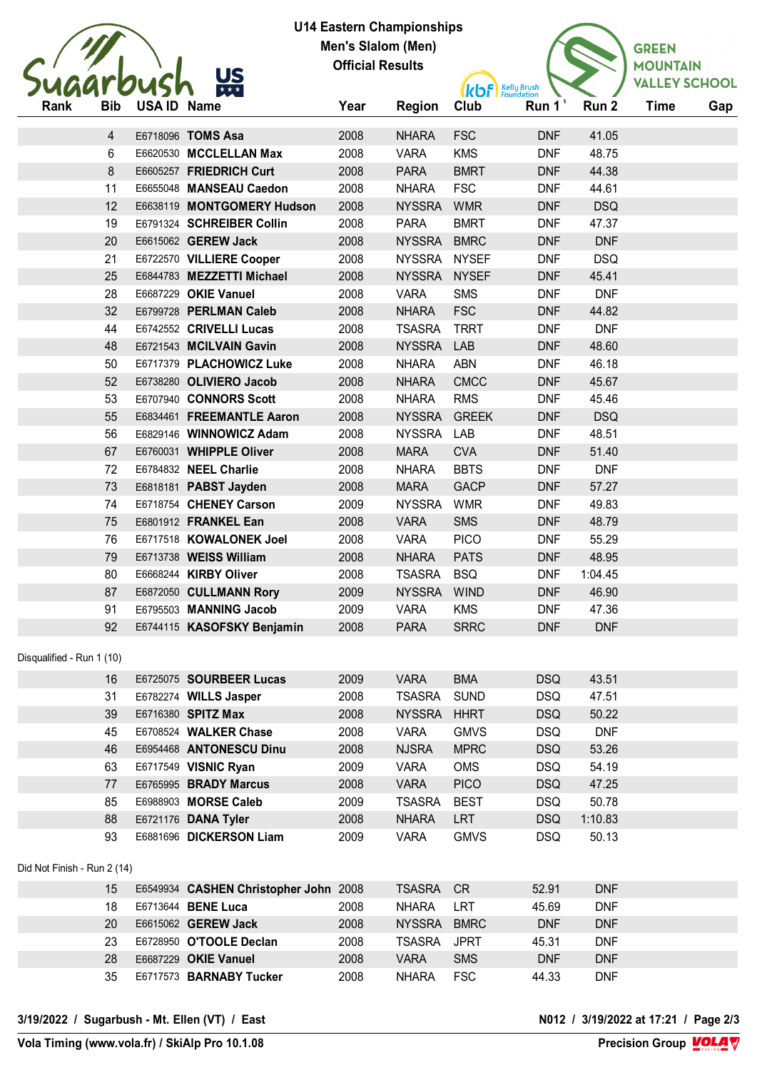# U14 Eastern Championships

## Men's Slalom (Men)

### Official Results

| Rank | Bib | USA ID | Name | Year | Region | Club | Run 1 | Run 2 | Time | Gap |
|---|---|---|---|---|---|---|---|---|---|---|
| | 4 | E6718096 | **TOMS Asa** | 2008 | NHARA | FSC | DNF | 41.05 | | |
| | 6 | E6620530 | **MCCLELLAN Max** | 2008 | VARA | KMS | DNF | 48.75 | | |
| | 8 | E6605257 | **FRIEDRICH Curt** | 2008 | PARA | BMRT | DNF | 44.38 | | |
| | 11 | E6655048 | **MANSEAU Caedon** | 2008 | NHARA | FSC | DNF | 44.61 | | |
| | 12 | E6638119 | **MONTGOMERY Hudson** | 2008 | NYSSRA | WMR | DNF | DSQ | | |
| | 19 | E6791324 | **SCHREIBER Collin** | 2008 | PARA | BMRT | DNF | 47.37 | | |
| | 20 | E6615062 | **GEREW Jack** | 2008 | NYSSRA | BMRC | DNF | DNF | | |
| | 21 | E6722570 | **VILLIERE Cooper** | 2008 | NYSSRA | NYSEF | DNF | DSQ | | |
| | 25 | E6844783 | **MEZZETTI Michael** | 2008 | NYSSRA | NYSEF | DNF | 45.41 | | |
| | 28 | E6687229 | **OKIE Vanuel** | 2008 | VARA | SMS | DNF | DNF | | |
| | 32 | E6799728 | **PERLMAN Caleb** | 2008 | NHARA | FSC | DNF | 44.82 | | |
| | 44 | E6742552 | **CRIVELLI Lucas** | 2008 | TSASRA | TRRT | DNF | DNF | | |
| | 48 | E6721543 | **MCILVAIN Gavin** | 2008 | NYSSRA | LAB | DNF | 48.60 | | |
| | 50 | E6717379 | **PLACHOWICZ Luke** | 2008 | NHARA | ABN | DNF | 46.18 | | |
| | 52 | E6738280 | **OLIVIERO Jacob** | 2008 | NHARA | CMCC | DNF | 45.67 | | |
| | 53 | E6707940 | **CONNORS Scott** | 2008 | NHARA | RMS | DNF | 45.46 | | |
| | 55 | E6834461 | **FREEMANTLE Aaron** | 2008 | NYSSRA | GREEK | DNF | DSQ | | |
| | 56 | E6829146 | **WINNOWICZ Adam** | 2008 | NYSSRA | LAB | DNF | 48.51 | | |
| | 67 | E6760031 | **WHIPPLE Oliver** | 2008 | MARA | CVA | DNF | 51.40 | | |
| | 72 | E6784832 | **NEEL Charlie** | 2008 | NHARA | BBTS | DNF | DNF | | |
| | 73 | E6818181 | **PABST Jayden** | 2008 | MARA | GACP | DNF | 57.27 | | |
| | 74 | E6718754 | **CHENEY Carson** | 2009 | NYSSRA | WMR | DNF | 49.83 | | |
| | 75 | E6801912 | **FRANKEL Ean** | 2008 | VARA | SMS | DNF | 48.79 | | |
| | 76 | E6717518 | **KOWALONEK Joel** | 2008 | VARA | PICO | DNF | 55.29 | | |
| | 79 | E6713738 | **WEISS William** | 2008 | NHARA | PATS | DNF | 48.95 | | |
| | 80 | E6668244 | **KIRBY Oliver** | 2008 | TSASRA | BSQ | DNF | 1:04.45 | | |
| | 87 | E6872050 | **CULLMANN Rory** | 2009 | NYSSRA | WIND | DNF | 46.90 | | |
| | 91 | E6795503 | **MANNING Jacob** | 2009 | VARA | KMS | DNF | 47.36 | | |
| | 92 | E6744115 | **KASOFSKY Benjamin** | 2008 | PARA | SRRC | DNF | DNF | | |

Disqualified - Run 1 (10)

| Rank | Bib | USA ID | Name | Year | Region | Club | Run 1 | Run 2 | Time | Gap |
|---|---|---|---|---|---|---|---|---|---|---|
| | 16 | E6725075 | **SOURBEER Lucas** | 2009 | VARA | BMA | DSQ | 43.51 | | |
| | 31 | E6782274 | **WILLS Jasper** | 2008 | TSASRA | SUND | DSQ | 47.51 | | |
| | 39 | E6716380 | **SPITZ Max** | 2008 | NYSSRA | HHRT | DSQ | 50.22 | | |
| | 45 | E6708524 | **WALKER Chase** | 2008 | VARA | GMVS | DSQ | DNF | | |
| | 46 | E6954468 | **ANTONESCU Dinu** | 2008 | NJSRA | MPRC | DSQ | 53.26 | | |
| | 63 | E6717549 | **VISNIC Ryan** | 2009 | VARA | OMS | DSQ | 54.19 | | |
| | 77 | E6765995 | **BRADY Marcus** | 2008 | VARA | PICO | DSQ | 47.25 | | |
| | 85 | E6988903 | **MORSE Caleb** | 2009 | TSASRA | BEST | DSQ | 50.78 | | |
| | 88 | E6721176 | **DANA Tyler** | 2008 | NHARA | LRT | DSQ | 1:10.83 | | |
| | 93 | E6881696 | **DICKERSON Liam** | 2009 | VARA | GMVS | DSQ | 50.13 | | |

Did Not Finish - Run 2 (14)

| Rank | Bib | USA ID | Name | Year | Region | Club | Run 1 | Run 2 | Time | Gap |
|---|---|---|---|---|---|---|---|---|---|---|
| | 15 | E6549934 | **CASHEN Christopher John** | 2008 | TSASRA | CR | 52.91 | DNF | | |
| | 18 | E6713644 | **BENE Luca** | 2008 | NHARA | LRT | 45.69 | DNF | | |
| | 20 | E6615062 | **GEREW Jack** | 2008 | NYSSRA | BMRC | DNF | DNF | | |
| | 23 | E6728950 | **O'TOOLE Declan** | 2008 | TSASRA | JPRT | 45.31 | DNF | | |
| | 28 | E6687229 | **OKIE Vanuel** | 2008 | VARA | SMS | DNF | DNF | | |
| | 35 | E6717573 | **BARNABY Tucker** | 2008 | NHARA | FSC | 44.33 | DNF | | |

3/19/2022 / Sugarbush - Mt. Ellen (VT) / East

N012 / 3/19/2022 at 17:21

Vola Timing (www.vola.fr) / SkiAlp Pro 10.1.08

Precision Group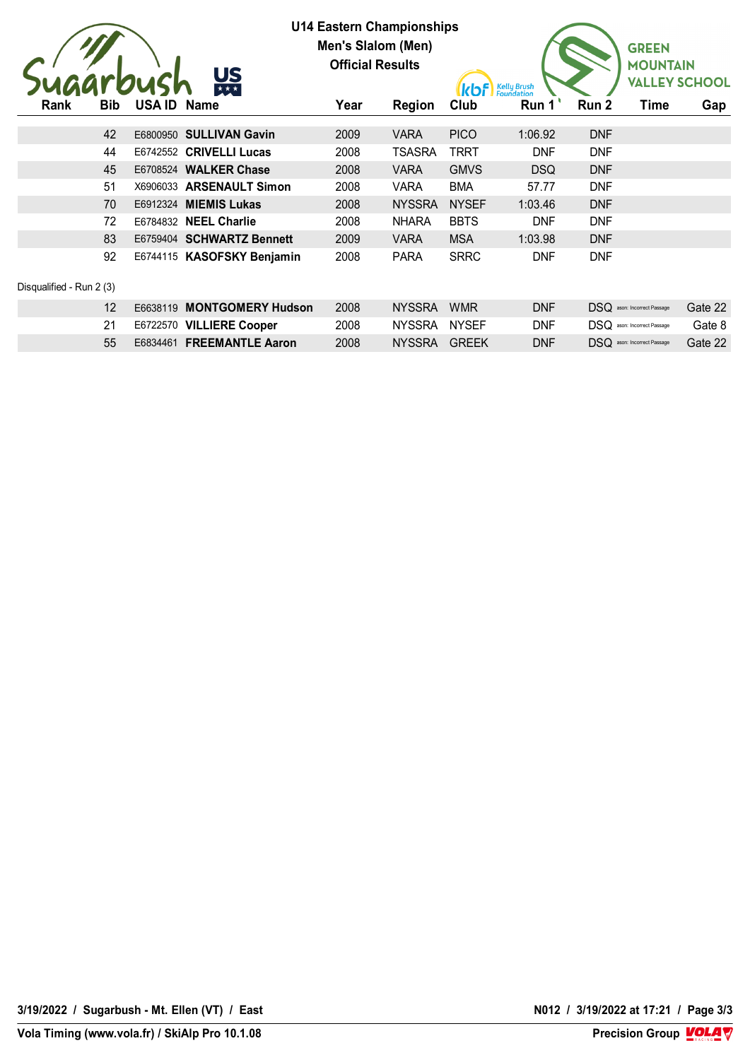U14 Eastern Championships
Men's Slalom (Men)
Official Results

| Rank | Bib | USA ID | Name | Year | Region | Club | Run 1 | Run 2 | Time | Gap |
|---|---|---|---|---|---|---|---|---|---|---|
| | 42 | E6800950 | **SULLIVAN Gavin** | 2009 | VARA | PICO | 1:06.92 | DNF | | |
| | 44 | E6742552 | **CRIVELLI Lucas** | 2008 | TSASRA | TRRT | DNF | DNF | | |
| | 45 | E6708524 | **WALKER Chase** | 2008 | VARA | GMVS | DSQ | DNF | | |
| | 51 | X6906033 | **ARSENAULT Simon** | 2008 | VARA | BMA | 57.77 | DNF | | |
| | 70 | E6912324 | **MIEMIS Lukas** | 2008 | NYSSRA | NYSEF | 1:03.46 | DNF | | |
| | 72 | E6784832 | **NEEL Charlie** | 2008 | NHARA | BBTS | DNF | DNF | | |
| | 83 | E6759404 | **SCHWARTZ Bennett** | 2009 | VARA | MSA | 1:03.98 | DNF | | |
| | 92 | E6744115 | **KASOFSKY Benjamin** | 2008 | PARA | SRRC | DNF | DNF | | |
| **Disqualified - Run 2 (3)** | | | | | | | | | | |
| | 12 | E6638119 | **MONTGOMERY Hudson** | 2008 | NYSSRA | WMR | DNF | DSQ | ason: Incorrect Passage | Gate 22 |
| | 21 | E6722570 | **VILLIERE Cooper** | 2008 | NYSSRA | NYSEF | DNF | DSQ | ason: Incorrect Passage | Gate 8 |
| | 55 | E6834461 | **FREEMANTLE Aaron** | 2008 | NYSSRA | GREEK | DNF | DSQ | ason: Incorrect Passage | Gate 22 |

3/19/2022 / Sugarbush - Mt. Ellen (VT) / East

N012 / 3/19/2022 at 17:21

Vola Timing (www.vola.fr) / SkiAlp Pro 10.1.08

Precision Group